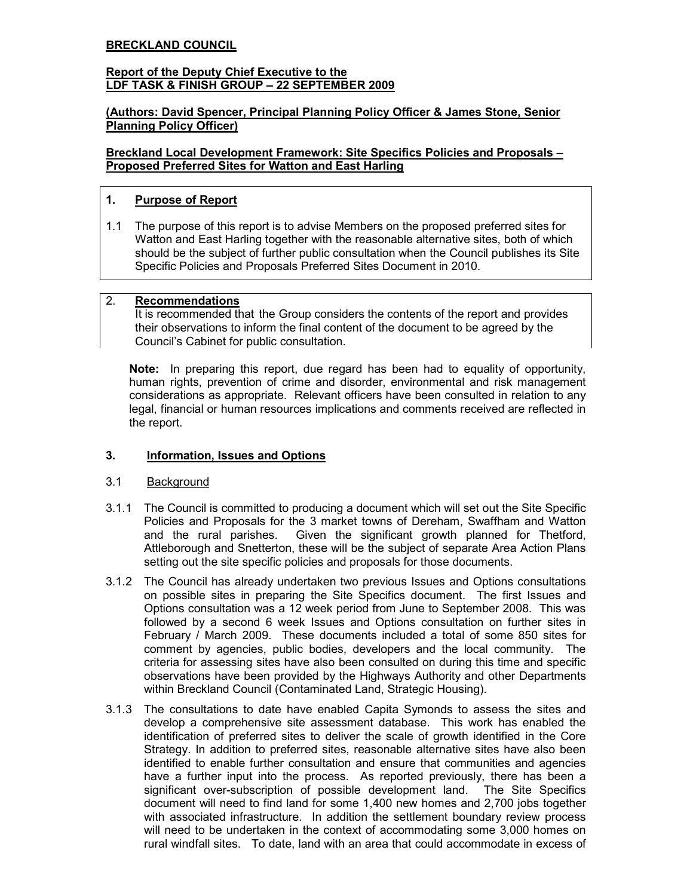**BRECKLAND COUNCIL**

**Report of the Deputy Chief Executive to the LDF TASK & FINISH GROUP – 22 SEPTEMBER 2009**

**(Authors: David Spencer, Principal Planning Policy Officer & James Stone, Senior Planning Policy Officer)**

**Breckland Local Development Framework: Site Specifics Policies and Proposals – Proposed Preferred Sites for Watton and East Harling**

## 1. Purpose of Report

1.1 The purpose of this report is to advise Members on the proposed preferred sites for Watton and East Harling together with the reasonable alternative sites, both of which should be the subject of further public consultation when the Council publishes its Site Specific Policies and Proposals Preferred Sites Document in 2010.

## 2. Recommendations

It is recommended that the Group considers the contents of the report and provides their observations to inform the final content of the document to be agreed by the Council's Cabinet for public consultation.

**Note:** In preparing this report, due regard has been had to equality of opportunity, human rights, prevention of crime and disorder, environmental and risk management considerations as appropriate. Relevant officers have been consulted in relation to any legal, financial or human resources implications and comments received are reflected in the report.

## 3. Information, Issues and Options

### 3.1 Background

3.1.1 The Council is committed to producing a document which will set out the Site Specific Policies and Proposals for the 3 market towns of Dereham, Swaffham and Watton and the rural parishes. Given the significant growth planned for Thetford, Attleborough and Snetterton, these will be the subject of separate Area Action Plans setting out the site specific policies and proposals for those documents.

3.1.2 The Council has already undertaken two previous Issues and Options consultations on possible sites in preparing the Site Specifics document. The first Issues and Options consultation was a 12 week period from June to September 2008. This was followed by a second 6 week Issues and Options consultation on further sites in February / March 2009. These documents included a total of some 850 sites for comment by agencies, public bodies, developers and the local community. The criteria for assessing sites have also been consulted on during this time and specific observations have been provided by the Highways Authority and other Departments within Breckland Council (Contaminated Land, Strategic Housing).

3.1.3 The consultations to date have enabled Capita Symonds to assess the sites and develop a comprehensive site assessment database. This work has enabled the identification of preferred sites to deliver the scale of growth identified in the Core Strategy. In addition to preferred sites, reasonable alternative sites have also been identified to enable further consultation and ensure that communities and agencies have a further input into the process. As reported previously, there has been a significant over-subscription of possible development land. The Site Specifics document will need to find land for some 1,400 new homes and 2,700 jobs together with associated infrastructure. In addition the settlement boundary review process will need to be undertaken in the context of accommodating some 3,000 homes on rural windfall sites. To date, land with an area that could accommodate in excess of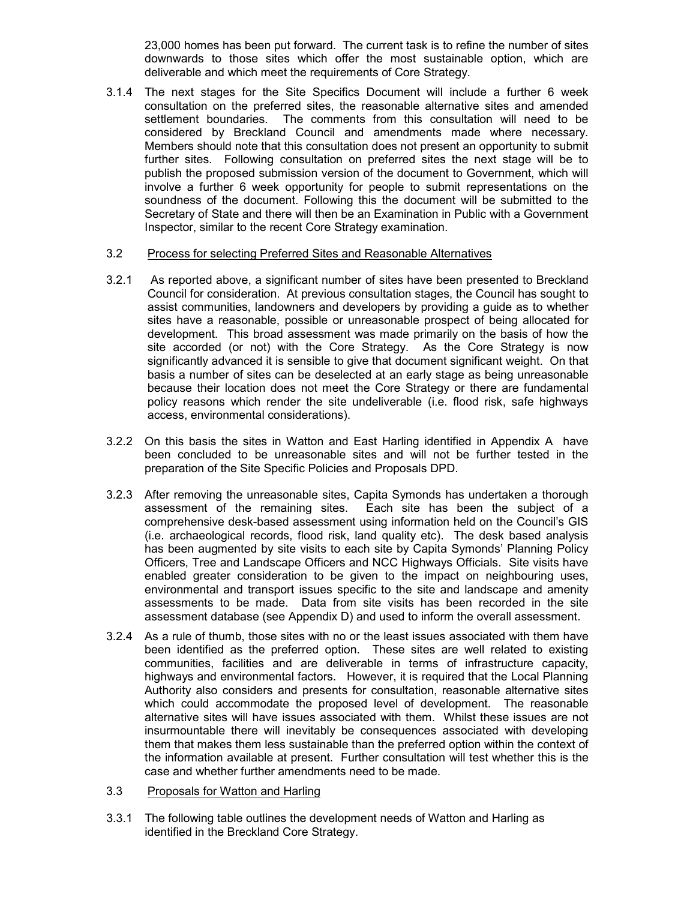23,000 homes has been put forward. The current task is to refine the number of sites downwards to those sites which offer the most sustainable option, which are deliverable and which meet the requirements of Core Strategy.

3.1.4 The next stages for the Site Specifics Document will include a further 6 week consultation on the preferred sites, the reasonable alternative sites and amended settlement boundaries. The comments from this consultation will need to be considered by Breckland Council and amendments made where necessary. Members should note that this consultation does not present an opportunity to submit further sites. Following consultation on preferred sites the next stage will be to publish the proposed submission version of the document to Government, which will involve a further 6 week opportunity for people to submit representations on the soundness of the document. Following this the document will be submitted to the Secretary of State and there will then be an Examination in Public with a Government Inspector, similar to the recent Core Strategy examination.

3.2 Process for selecting Preferred Sites and Reasonable Alternatives

3.2.1 As reported above, a significant number of sites have been presented to Breckland Council for consideration. At previous consultation stages, the Council has sought to assist communities, landowners and developers by providing a guide as to whether sites have a reasonable, possible or unreasonable prospect of being allocated for development. This broad assessment was made primarily on the basis of how the site accorded (or not) with the Core Strategy. As the Core Strategy is now significantly advanced it is sensible to give that document significant weight. On that basis a number of sites can be deselected at an early stage as being unreasonable because their location does not meet the Core Strategy or there are fundamental policy reasons which render the site undeliverable (i.e. flood risk, safe highways access, environmental considerations).

3.2.2 On this basis the sites in Watton and East Harling identified in Appendix A have been concluded to be unreasonable sites and will not be further tested in the preparation of the Site Specific Policies and Proposals DPD.

3.2.3 After removing the unreasonable sites, Capita Symonds has undertaken a thorough assessment of the remaining sites. Each site has been the subject of a comprehensive desk-based assessment using information held on the Council's GIS (i.e. archaeological records, flood risk, land quality etc). The desk based analysis has been augmented by site visits to each site by Capita Symonds' Planning Policy Officers, Tree and Landscape Officers and NCC Highways Officials. Site visits have enabled greater consideration to be given to the impact on neighbouring uses, environmental and transport issues specific to the site and landscape and amenity assessments to be made. Data from site visits has been recorded in the site assessment database (see Appendix D) and used to inform the overall assessment.

3.2.4 As a rule of thumb, those sites with no or the least issues associated with them have been identified as the preferred option. These sites are well related to existing communities, facilities and are deliverable in terms of infrastructure capacity, highways and environmental factors. However, it is required that the Local Planning Authority also considers and presents for consultation, reasonable alternative sites which could accommodate the proposed level of development. The reasonable alternative sites will have issues associated with them. Whilst these issues are not insurmountable there will inevitably be consequences associated with developing them that makes them less sustainable than the preferred option within the context of the information available at present. Further consultation will test whether this is the case and whether further amendments need to be made.

3.3 Proposals for Watton and Harling

3.3.1 The following table outlines the development needs of Watton and Harling as identified in the Breckland Core Strategy.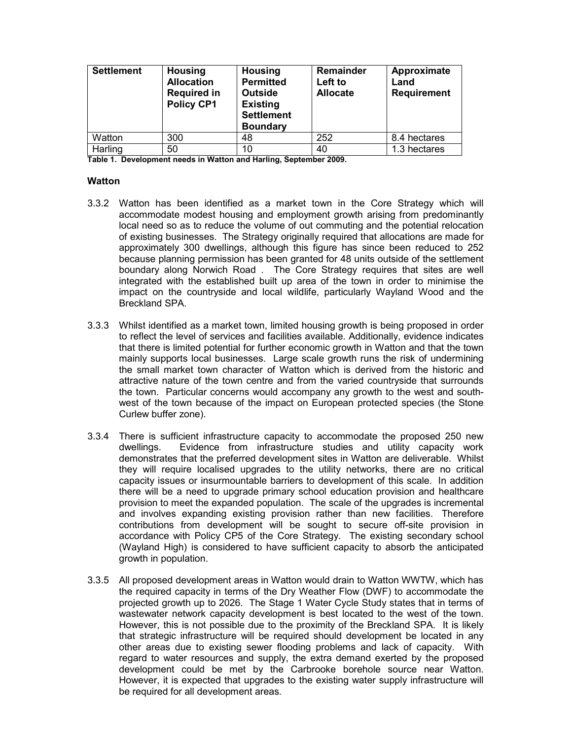| Settlement | Housing Allocation Required in Policy CP1 | Housing Permitted Outside Existing Settlement Boundary | Remainder Left to Allocate | Approximate Land Requirement |
|---|---|---|---|---|
| Watton | 300 | 48 | 252 | 8.4 hectares |
| Harling | 50 | 10 | 40 | 1.3 hectares |

**Table 1. Development needs in Watton and Harling, September 2009.**

### Watton

3.3.2 Watton has been identified as a market town in the Core Strategy which will accommodate modest housing and employment growth arising from predominantly local need so as to reduce the volume of out commuting and the potential relocation of existing businesses. The Strategy originally required that allocations are made for approximately 300 dwellings, although this figure has since been reduced to 252 because planning permission has been granted for 48 units outside of the settlement boundary along Norwich Road . The Core Strategy requires that sites are well integrated with the established built up area of the town in order to minimise the impact on the countryside and local wildlife, particularly Wayland Wood and the Breckland SPA.

3.3.3 Whilst identified as a market town, limited housing growth is being proposed in order to reflect the level of services and facilities available. Additionally, evidence indicates that there is limited potential for further economic growth in Watton and that the town mainly supports local businesses. Large scale growth runs the risk of undermining the small market town character of Watton which is derived from the historic and attractive nature of the town centre and from the varied countryside that surrounds the town. Particular concerns would accompany any growth to the west and south-west of the town because of the impact on European protected species (the Stone Curlew buffer zone).

3.3.4 There is sufficient infrastructure capacity to accommodate the proposed 250 new dwellings. Evidence from infrastructure studies and utility capacity work demonstrates that the preferred development sites in Watton are deliverable. Whilst they will require localised upgrades to the utility networks, there are no critical capacity issues or insurmountable barriers to development of this scale. In addition there will be a need to upgrade primary school education provision and healthcare provision to meet the expanded population. The scale of the upgrades is incremental and involves expanding existing provision rather than new facilities. Therefore contributions from development will be sought to secure off-site provision in accordance with Policy CP5 of the Core Strategy. The existing secondary school (Wayland High) is considered to have sufficient capacity to absorb the anticipated growth in population.

3.3.5 All proposed development areas in Watton would drain to Watton WWTW, which has the required capacity in terms of the Dry Weather Flow (DWF) to accommodate the projected growth up to 2026. The Stage 1 Water Cycle Study states that in terms of wastewater network capacity development is best located to the west of the town. However, this is not possible due to the proximity of the Breckland SPA. It is likely that strategic infrastructure will be required should development be located in any other areas due to existing sewer flooding problems and lack of capacity. With regard to water resources and supply, the extra demand exerted by the proposed development could be met by the Carbrooke borehole source near Watton. However, it is expected that upgrades to the existing water supply infrastructure will be required for all development areas.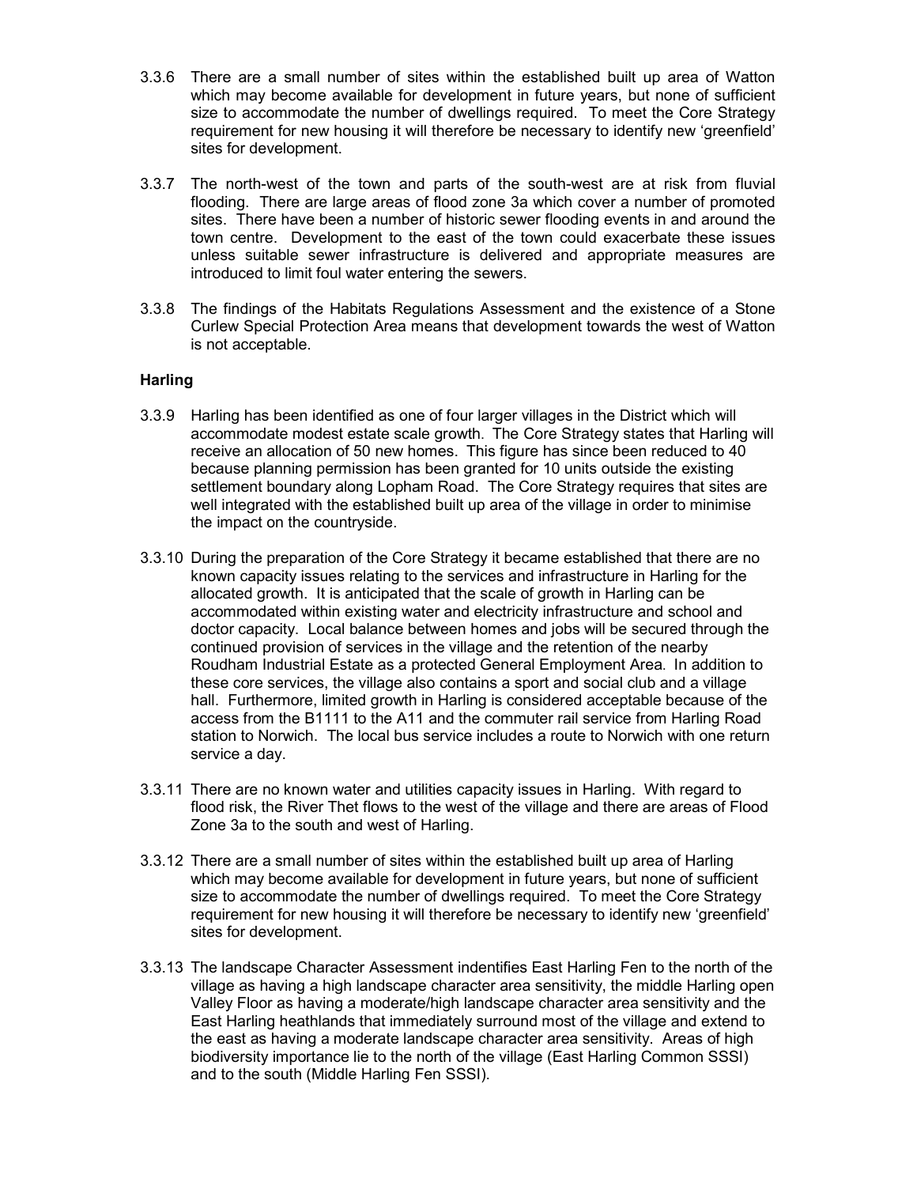3.3.6 There are a small number of sites within the established built up area of Watton which may become available for development in future years, but none of sufficient size to accommodate the number of dwellings required. To meet the Core Strategy requirement for new housing it will therefore be necessary to identify new 'greenfield' sites for development.

3.3.7 The north-west of the town and parts of the south-west are at risk from fluvial flooding. There are large areas of flood zone 3a which cover a number of promoted sites. There have been a number of historic sewer flooding events in and around the town centre. Development to the east of the town could exacerbate these issues unless suitable sewer infrastructure is delivered and appropriate measures are introduced to limit foul water entering the sewers.

3.3.8 The findings of the Habitats Regulations Assessment and the existence of a Stone Curlew Special Protection Area means that development towards the west of Watton is not acceptable.

**Harling**

3.3.9 Harling has been identified as one of four larger villages in the District which will accommodate modest estate scale growth. The Core Strategy states that Harling will receive an allocation of 50 new homes. This figure has since been reduced to 40 because planning permission has been granted for 10 units outside the existing settlement boundary along Lopham Road. The Core Strategy requires that sites are well integrated with the established built up area of the village in order to minimise the impact on the countryside.

3.3.10 During the preparation of the Core Strategy it became established that there are no known capacity issues relating to the services and infrastructure in Harling for the allocated growth. It is anticipated that the scale of growth in Harling can be accommodated within existing water and electricity infrastructure and school and doctor capacity. Local balance between homes and jobs will be secured through the continued provision of services in the village and the retention of the nearby Roudham Industrial Estate as a protected General Employment Area. In addition to these core services, the village also contains a sport and social club and a village hall. Furthermore, limited growth in Harling is considered acceptable because of the access from the B1111 to the A11 and the commuter rail service from Harling Road station to Norwich. The local bus service includes a route to Norwich with one return service a day.

3.3.11 There are no known water and utilities capacity issues in Harling. With regard to flood risk, the River Thet flows to the west of the village and there are areas of Flood Zone 3a to the south and west of Harling.

3.3.12 There are a small number of sites within the established built up area of Harling which may become available for development in future years, but none of sufficient size to accommodate the number of dwellings required. To meet the Core Strategy requirement for new housing it will therefore be necessary to identify new 'greenfield' sites for development.

3.3.13 The landscape Character Assessment indentifies East Harling Fen to the north of the village as having a high landscape character area sensitivity, the middle Harling open Valley Floor as having a moderate/high landscape character area sensitivity and the East Harling heathlands that immediately surround most of the village and extend to the east as having a moderate landscape character area sensitivity. Areas of high biodiversity importance lie to the north of the village (East Harling Common SSSI) and to the south (Middle Harling Fen SSSI).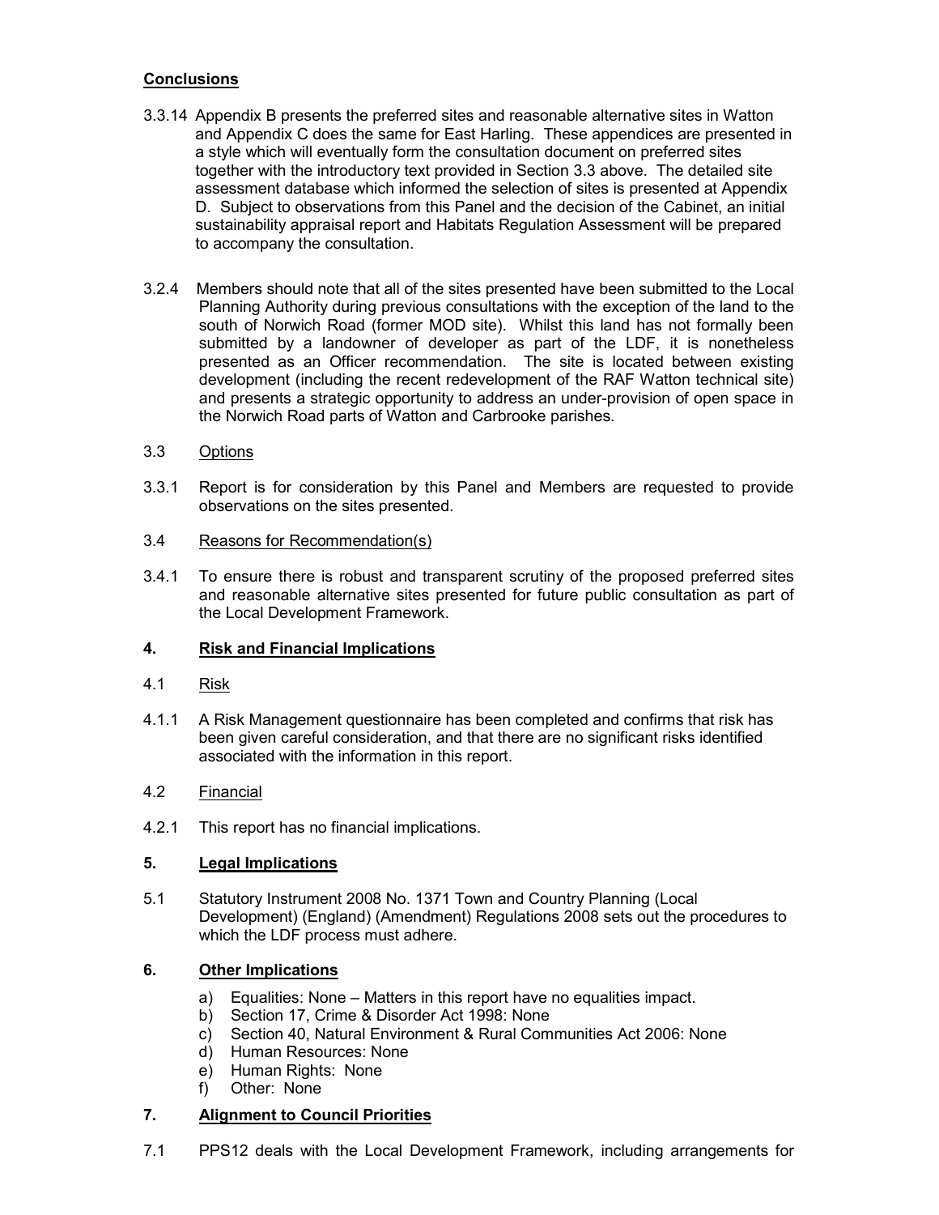**Conclusions**

3.3.14 Appendix B presents the preferred sites and reasonable alternative sites in Watton and Appendix C does the same for East Harling. These appendices are presented in a style which will eventually form the consultation document on preferred sites together with the introductory text provided in Section 3.3 above. The detailed site assessment database which informed the selection of sites is presented at Appendix D. Subject to observations from this Panel and the decision of the Cabinet, an initial sustainability appraisal report and Habitats Regulation Assessment will be prepared to accompany the consultation.

3.2.4 Members should note that all of the sites presented have been submitted to the Local Planning Authority during previous consultations with the exception of the land to the south of Norwich Road (former MOD site). Whilst this land has not formally been submitted by a landowner of developer as part of the LDF, it is nonetheless presented as an Officer recommendation. The site is located between existing development (including the recent redevelopment of the RAF Watton technical site) and presents a strategic opportunity to address an under-provision of open space in the Norwich Road parts of Watton and Carbrooke parishes.

3.3 Options

3.3.1 Report is for consideration by this Panel and Members are requested to provide observations on the sites presented.

3.4 Reasons for Recommendation(s)

3.4.1 To ensure there is robust and transparent scrutiny of the proposed preferred sites and reasonable alternative sites presented for future public consultation as part of the Local Development Framework.

## 4. Risk and Financial Implications

4.1 Risk

4.1.1 A Risk Management questionnaire has been completed and confirms that risk has been given careful consideration, and that there are no significant risks identified associated with the information in this report.

4.2 Financial

4.2.1 This report has no financial implications.

## 5. Legal Implications

5.1 Statutory Instrument 2008 No. 1371 Town and Country Planning (Local Development) (England) (Amendment) Regulations 2008 sets out the procedures to which the LDF process must adhere.

## 6. Other Implications

a) Equalities: None – Matters in this report have no equalities impact.
b) Section 17, Crime & Disorder Act 1998: None
c) Section 40, Natural Environment & Rural Communities Act 2006: None
d) Human Resources: None
e) Human Rights: None
f) Other: None

## 7. Alignment to Council Priorities

7.1 PPS12 deals with the Local Development Framework, including arrangements for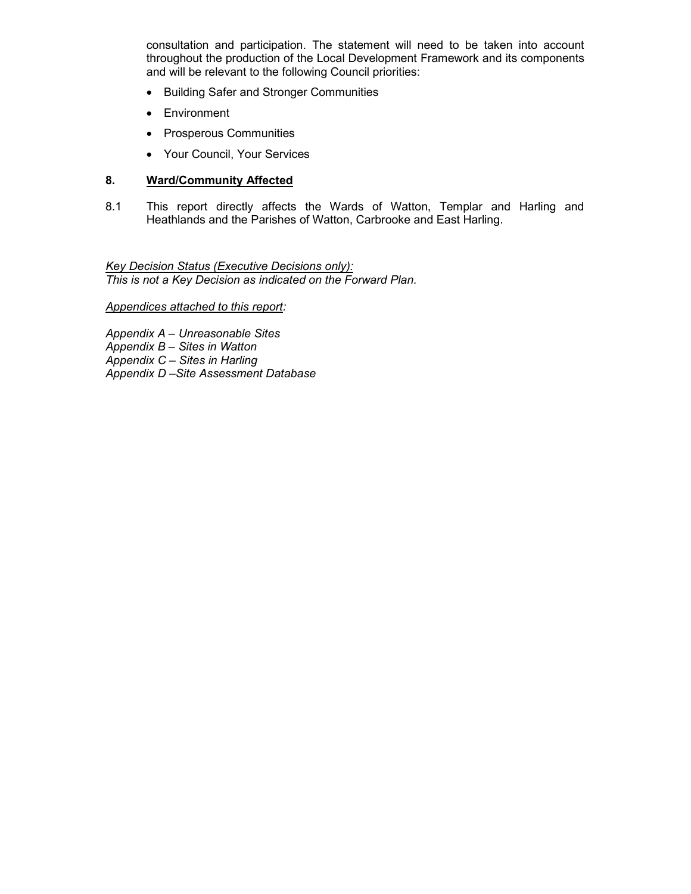consultation and participation. The statement will need to be taken into account throughout the production of the Local Development Framework and its components and will be relevant to the following Council priorities:

- Building Safer and Stronger Communities
- Environment
- Prosperous Communities
- Your Council, Your Services

## 8. Ward/Community Affected

8.1 This report directly affects the Wards of Watton, Templar and Harling and Heathlands and the Parishes of Watton, Carbrooke and East Harling.

*Key Decision Status (Executive Decisions only):*
*This is not a Key Decision as indicated on the Forward Plan.*

*Appendices attached to this report:*

*Appendix A – Unreasonable Sites*
*Appendix B – Sites in Watton*
*Appendix C – Sites in Harling*
*Appendix D –Site Assessment Database*